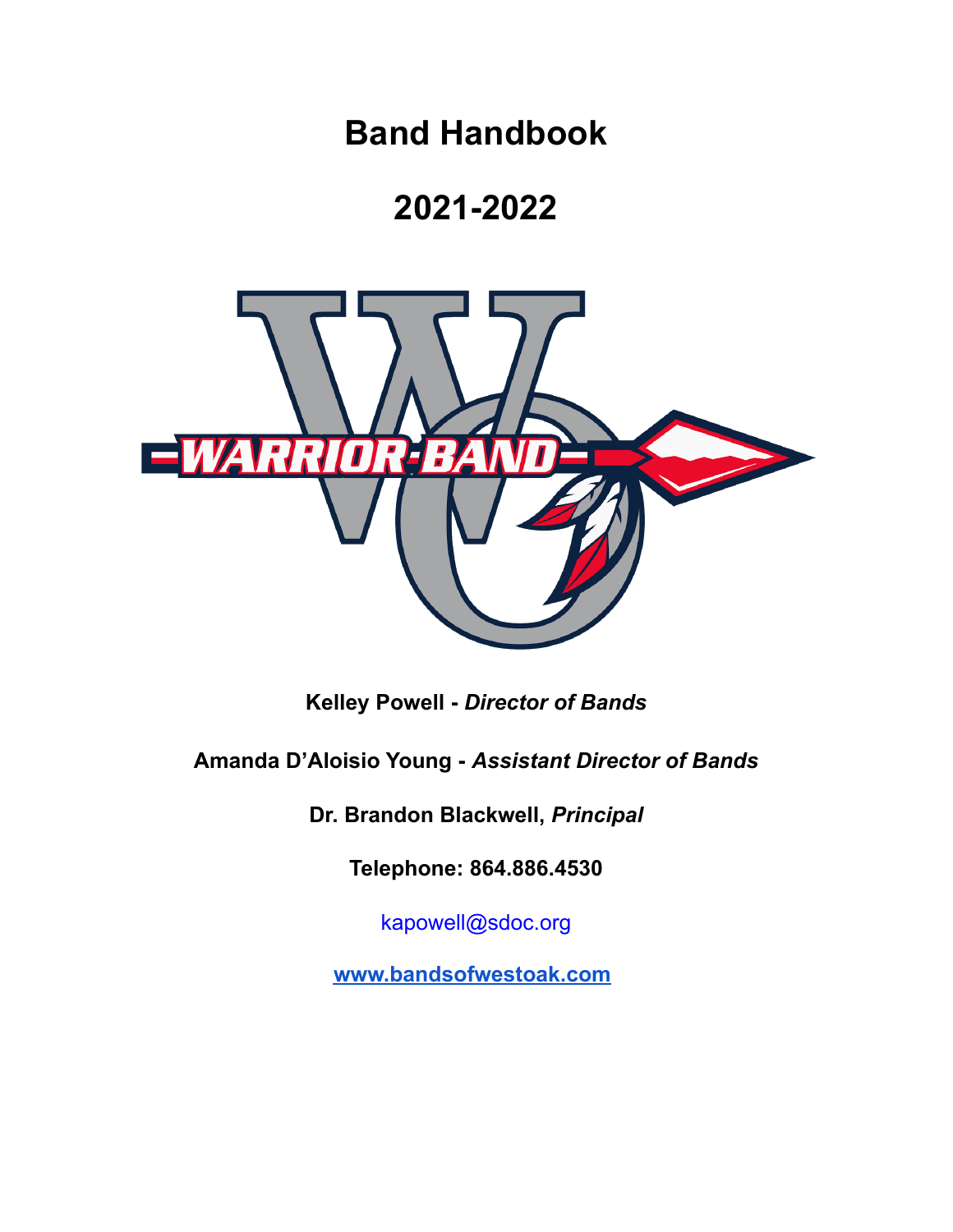# Band Handbook

# 2021-2022

**Kelley Powell -** ***Director of Bands***

**Amanda D'Aloisio Young -** ***Assistant Director of Bands***

**Dr. Brandon Blackwell,** ***Principal***

**Telephone: 864.886.4530**

kapowell@sdoc.org

**www.bandsofwestoak.com**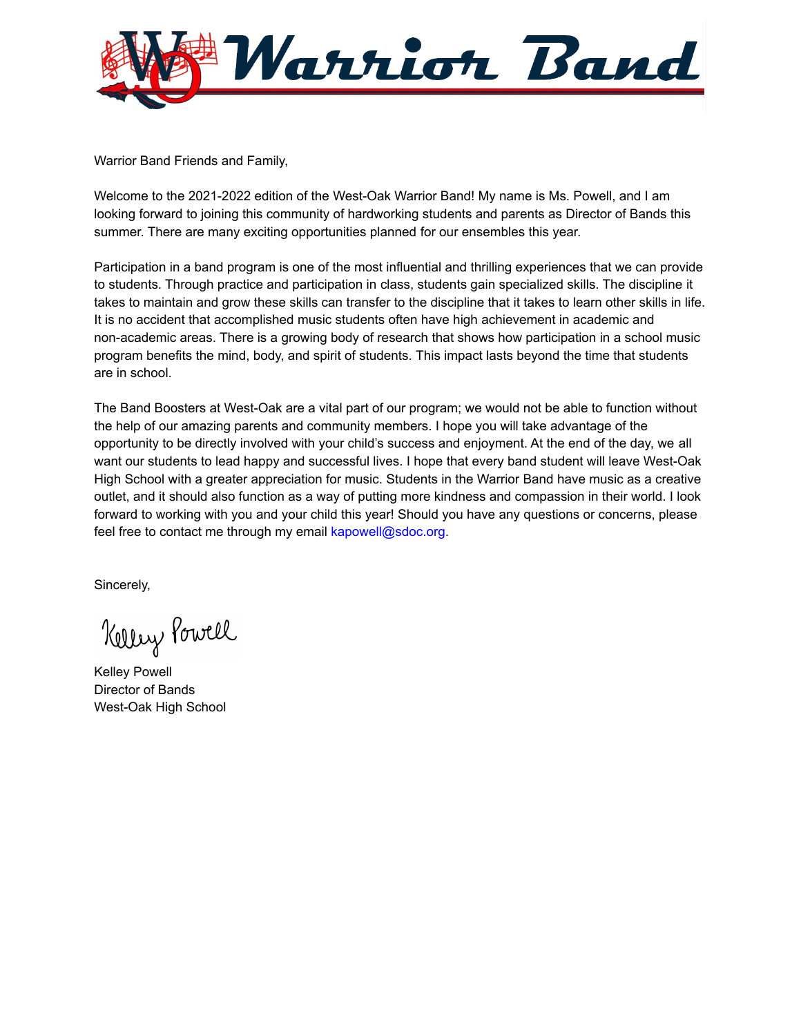# Warrior Band

Warrior Band Friends and Family,

Welcome to the 2021-2022 edition of the West-Oak Warrior Band! My name is Ms. Powell, and I am looking forward to joining this community of hardworking students and parents as Director of Bands this summer. There are many exciting opportunities planned for our ensembles this year.

Participation in a band program is one of the most influential and thrilling experiences that we can provide to students. Through practice and participation in class, students gain specialized skills. The discipline it takes to maintain and grow these skills can transfer to the discipline that it takes to learn other skills in life. It is no accident that accomplished music students often have high achievement in academic and non-academic areas. There is a growing body of research that shows how participation in a school music program benefits the mind, body, and spirit of students. This impact lasts beyond the time that students are in school.

The Band Boosters at West-Oak are a vital part of our program; we would not be able to function without the help of our amazing parents and community members. I hope you will take advantage of the opportunity to be directly involved with your child's success and enjoyment. At the end of the day, we all want our students to lead happy and successful lives. I hope that every band student will leave West-Oak High School with a greater appreciation for music. Students in the Warrior Band have music as a creative outlet, and it should also function as a way of putting more kindness and compassion in their world. I look forward to working with you and your child this year! Should you have any questions or concerns, please feel free to contact me through my email kapowell@sdoc.org.

Sincerely,

Kelley Powell

Kelley Powell
Director of Bands
West-Oak High School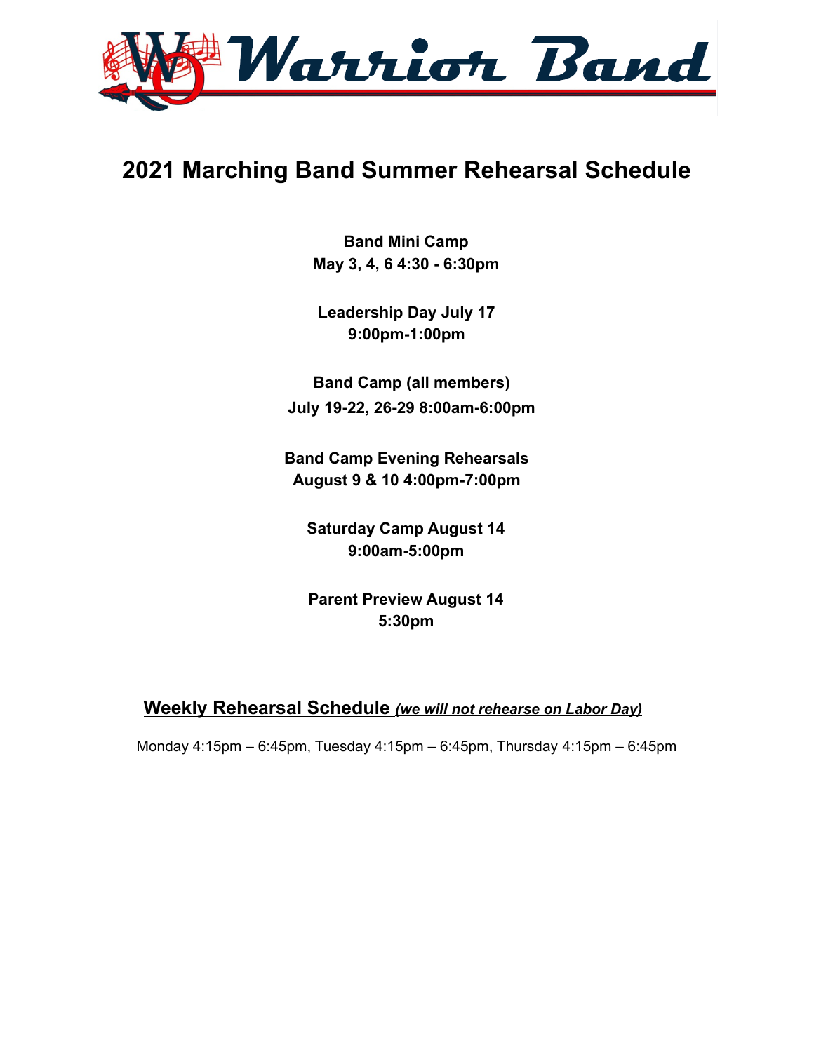# Warrior Band

## 2021 Marching Band Summer Rehearsal Schedule

**Band Mini Camp**
**May 3, 4, 6 4:30 - 6:30pm**

**Leadership Day July 17**
**9:00pm-1:00pm**

**Band Camp (all members)**
**July 19-22, 26-29 8:00am-6:00pm**

**Band Camp Evening Rehearsals**
**August 9 & 10 4:00pm-7:00pm**

**Saturday Camp August 14**
**9:00am-5:00pm**

**Parent Preview August 14**
**5:30pm**

### Weekly Rehearsal Schedule ***(we will not rehearse on Labor Day)***

Monday 4:15pm – 6:45pm, Tuesday 4:15pm – 6:45pm, Thursday 4:15pm – 6:45pm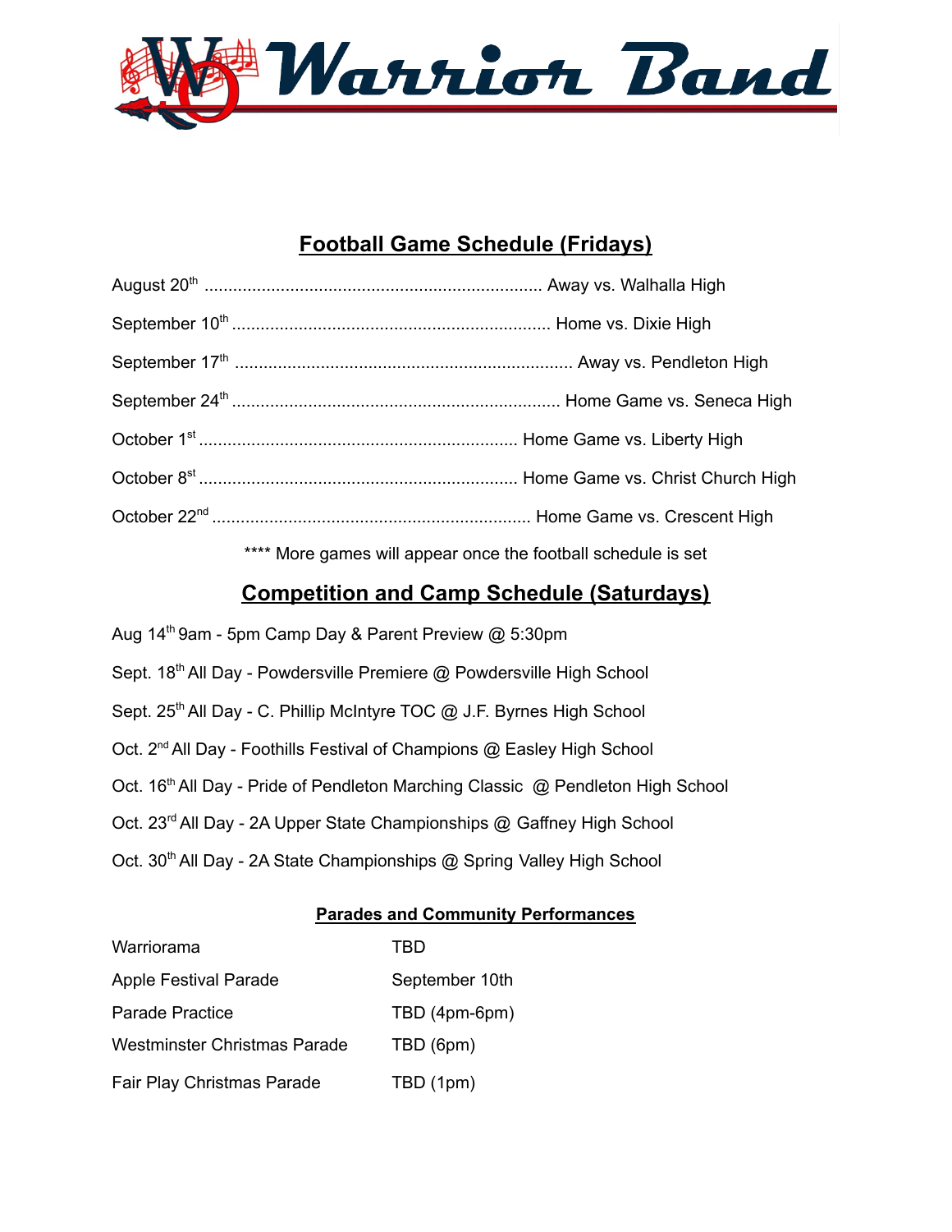# Warrior Band

## Football Game Schedule (Fridays)

August 20th ...................................................................... Away vs. Walhalla High

September 10th .................................................................. Home vs. Dixie High

September 17th ...................................................................... Away vs. Pendleton High

September 24th .................................................................... Home Game vs. Seneca High

October 1st .................................................................. Home Game vs. Liberty High

October 8st .................................................................. Home Game vs. Christ Church High

October 22nd .................................................................. Home Game vs. Crescent High

**** More games will appear once the football schedule is set

## Competition and Camp Schedule (Saturdays)

Aug 14th 9am - 5pm Camp Day & Parent Preview @ 5:30pm

Sept. 18th All Day - Powdersville Premiere @ Powdersville High School

Sept. 25th All Day - C. Phillip McIntyre TOC @ J.F. Byrnes High School

Oct. 2nd All Day - Foothills Festival of Champions @ Easley High School

Oct. 16th All Day - Pride of Pendleton Marching Classic @ Pendleton High School

Oct. 23rd All Day - 2A Upper State Championships @ Gaffney High School

Oct. 30th All Day - 2A State Championships @ Spring Valley High School

### Parades and Community Performances

| | |
|---|---|
| Warriorama | TBD |
| Apple Festival Parade | September 10th |
| Parade Practice | TBD (4pm-6pm) |
| Westminster Christmas Parade | TBD (6pm) |
| Fair Play Christmas Parade | TBD (1pm) |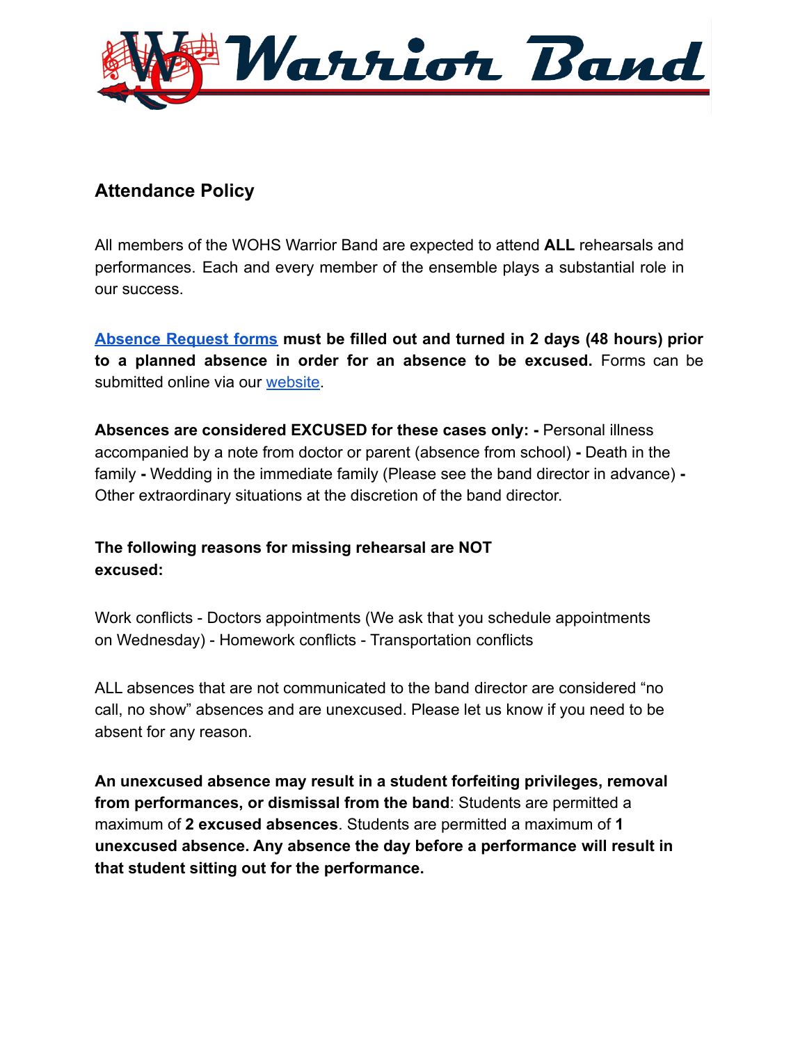# Warrior Band

## Attendance Policy

All members of the WOHS Warrior Band are expected to attend **ALL** rehearsals and performances. Each and every member of the ensemble plays a substantial role in our success.

**Absence Request forms must be filled out and turned in 2 days (48 hours) prior to a planned absence in order for an absence to be excused.** Forms can be submitted online via our website.

**Absences are considered EXCUSED for these cases only: -** Personal illness accompanied by a note from doctor or parent (absence from school) **-** Death in the family **-** Wedding in the immediate family (Please see the band director in advance) **-** Other extraordinary situations at the discretion of the band director.

**The following reasons for missing rehearsal are NOT excused:**

Work conflicts - Doctors appointments (We ask that you schedule appointments on Wednesday) - Homework conflicts - Transportation conflicts

ALL absences that are not communicated to the band director are considered "no call, no show" absences and are unexcused. Please let us know if you need to be absent for any reason.

**An unexcused absence may result in a student forfeiting privileges, removal from performances, or dismissal from the band**: Students are permitted a maximum of **2 excused absences**. Students are permitted a maximum of **1 unexcused absence. Any absence the day before a performance will result in that student sitting out for the performance.**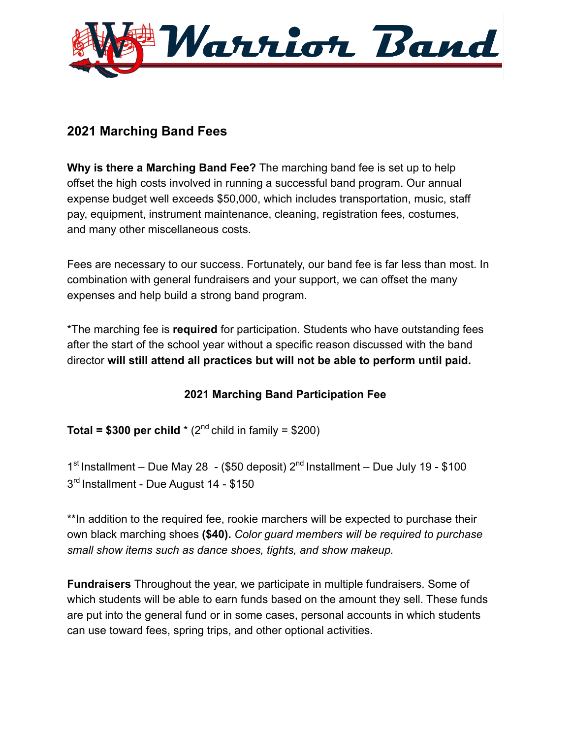# Warrior Band

## 2021 Marching Band Fees

**Why is there a Marching Band Fee?** The marching band fee is set up to help offset the high costs involved in running a successful band program. Our annual expense budget well exceeds $50,000, which includes transportation, music, staff pay, equipment, instrument maintenance, cleaning, registration fees, costumes, and many other miscellaneous costs.

Fees are necessary to our success. Fortunately, our band fee is far less than most. In combination with general fundraisers and your support, we can offset the many expenses and help build a strong band program.

*The marching fee is **required** for participation. Students who have outstanding fees after the start of the school year without a specific reason discussed with the band director **will still attend all practices but will not be able to perform until paid.**

### 2021 Marching Band Participation Fee

**Total = $300 per child** * (2nd child in family = $200)

1st Installment – Due May 28 - ($50 deposit) 2nd Installment – Due July 19 - $100
3rd Installment - Due August 14 - $150

**In addition to the required fee, rookie marchers will be expected to purchase their own black marching shoes **($40).** *Color guard members will be required to purchase small show items such as dance shoes, tights, and show makeup.*

**Fundraisers** Throughout the year, we participate in multiple fundraisers. Some of which students will be able to earn funds based on the amount they sell. These funds are put into the general fund or in some cases, personal accounts in which students can use toward fees, spring trips, and other optional activities.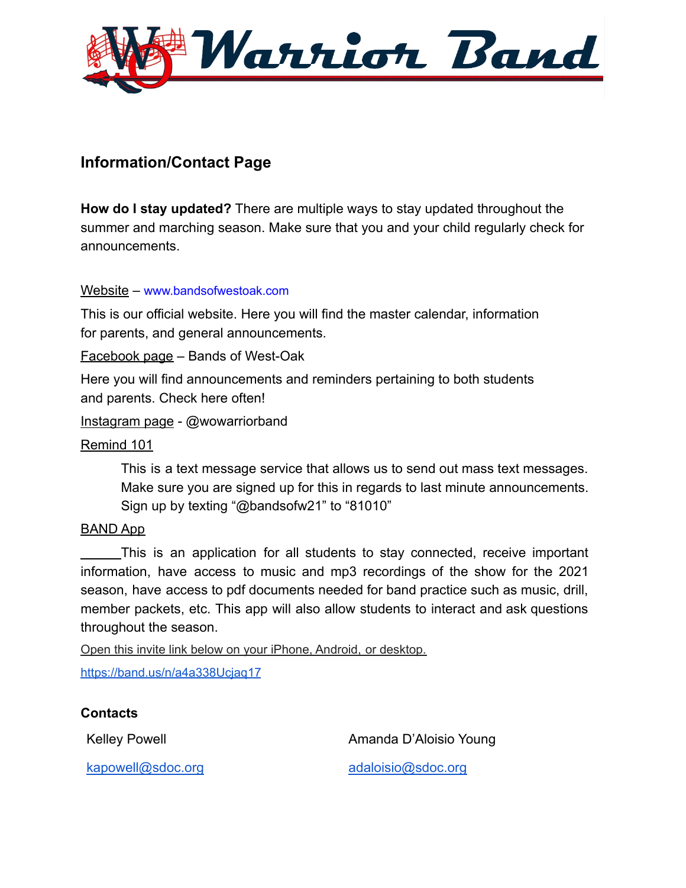# Warrior Band

## Information/Contact Page

**How do I stay updated?** There are multiple ways to stay updated throughout the summer and marching season. Make sure that you and your child regularly check for announcements.

Website – www.bandsofwestoak.com

This is our official website. Here you will find the master calendar, information for parents, and general announcements.

Facebook page – Bands of West-Oak

Here you will find announcements and reminders pertaining to both students and parents. Check here often!

Instagram page - @wowarriorband

Remind 101

> This is a text message service that allows us to send out mass text messages. Make sure you are signed up for this in regards to last minute announcements. Sign up by texting "@bandsofw21" to "81010"

BAND App

This is an application for all students to stay connected, receive important information, have access to music and mp3 recordings of the show for the 2021 season, have access to pdf documents needed for band practice such as music, drill, member packets, etc. This app will also allow students to interact and ask questions throughout the season.

Open this invite link below on your iPhone, Android, or desktop.

https://band.us/n/a4a338Ucjaq17

### Contacts

Kelley Powell

kapowell@sdoc.org

Amanda D'Aloisio Young

adaloisio@sdoc.org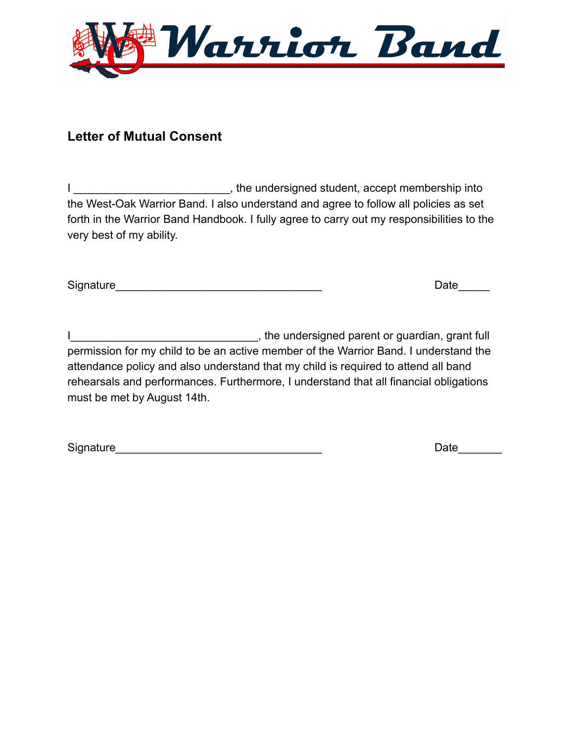# Warrior Band

## Letter of Mutual Consent

I ________________________, the undersigned student, accept membership into the West-Oak Warrior Band. I also understand and agree to follow all policies as set forth in the Warrior Band Handbook. I fully agree to carry out my responsibilities to the very best of my ability.

Signature________________________________ Date_____

I_____________________________, the undersigned parent or guardian, grant full permission for my child to be an active member of the Warrior Band. I understand the attendance policy and also understand that my child is required to attend all band rehearsals and performances. Furthermore, I understand that all financial obligations must be met by August 14th.

Signature________________________________ Date_______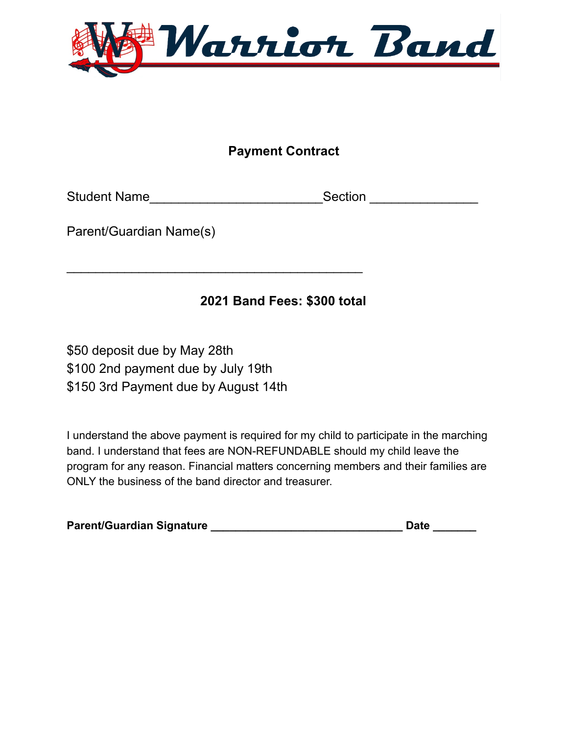# Warrior Band

## Payment Contract

Student Name_______________________Section ______________

Parent/Guardian Name(s)

________________________________________

**2021 Band Fees: $300 total**

$50 deposit due by May 28th
$100 2nd payment due by July 19th
$150 3rd Payment due by August 14th

I understand the above payment is required for my child to participate in the marching band. I understand that fees are NON-REFUNDABLE should my child leave the program for any reason. Financial matters concerning members and their families are ONLY the business of the band director and treasurer.

**Parent/Guardian Signature ______________________________ Date _______**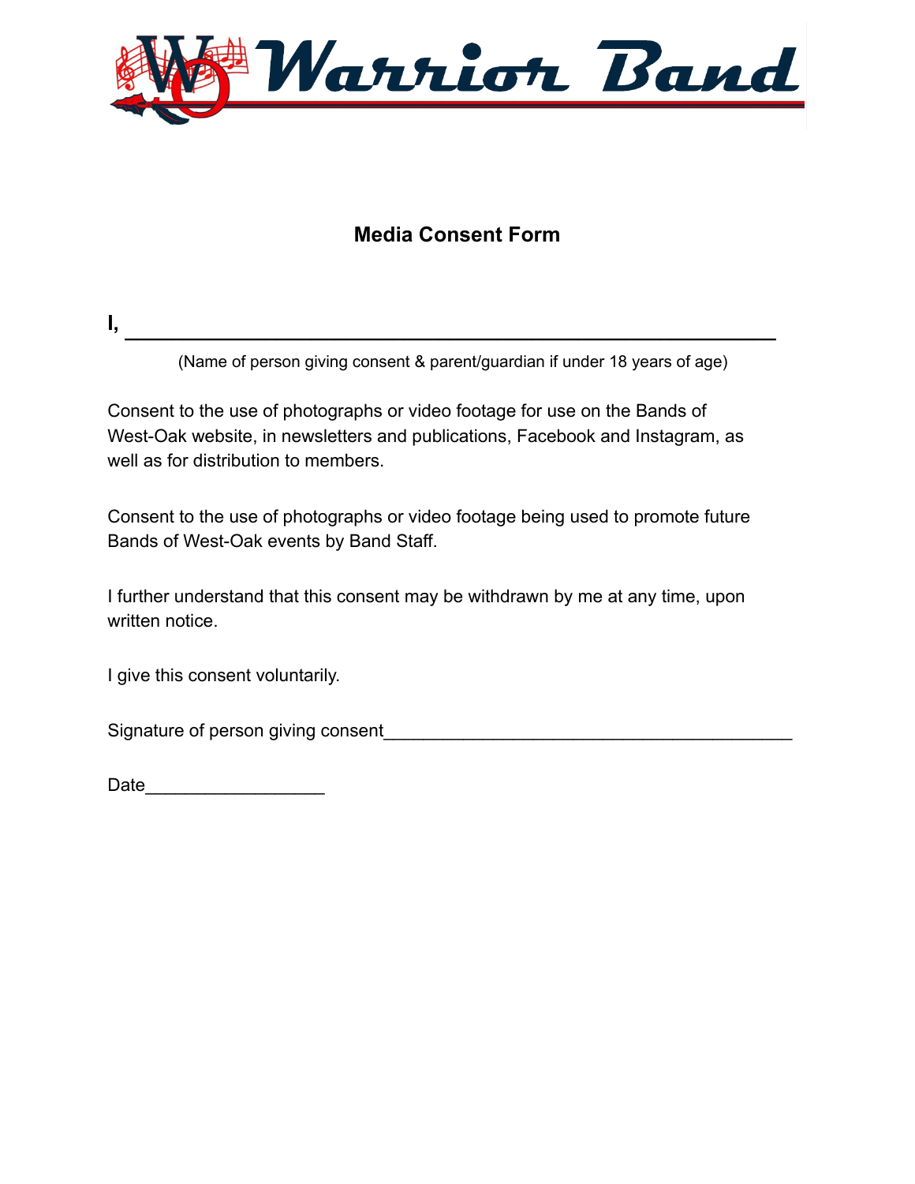# Warrior Band

## Media Consent Form

**I, \_\_\_\_\_\_\_\_\_\_\_\_\_\_\_\_\_\_\_\_\_\_\_\_\_\_\_\_\_\_\_\_\_\_\_\_\_\_\_\_\_\_\_\_\_\_\_\_\_\_\_\_**

(Name of person giving consent & parent/guardian if under 18 years of age)

Consent to the use of photographs or video footage for use on the Bands of West-Oak website, in newsletters and publications, Facebook and Instagram, as well as for distribution to members.

Consent to the use of photographs or video footage being used to promote future Bands of West-Oak events by Band Staff.

I further understand that this consent may be withdrawn by me at any time, upon written notice.

I give this consent voluntarily.

Signature of person giving consent\_\_\_\_\_\_\_\_\_\_\_\_\_\_\_\_\_\_\_\_\_\_\_\_\_\_\_\_\_\_\_\_\_\_\_\_\_\_\_\_

Date\_\_\_\_\_\_\_\_\_\_\_\_\_\_\_\_\_\_